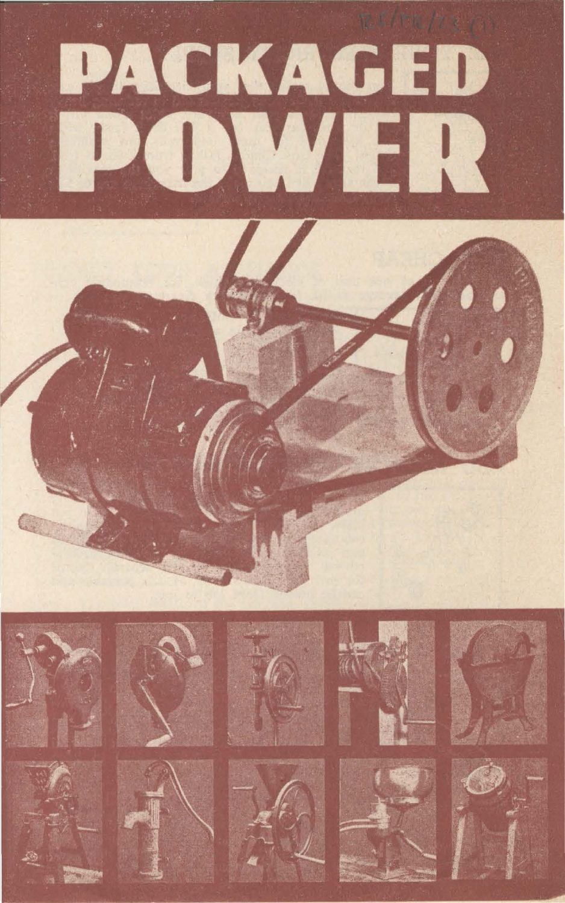# PACKAGED POWER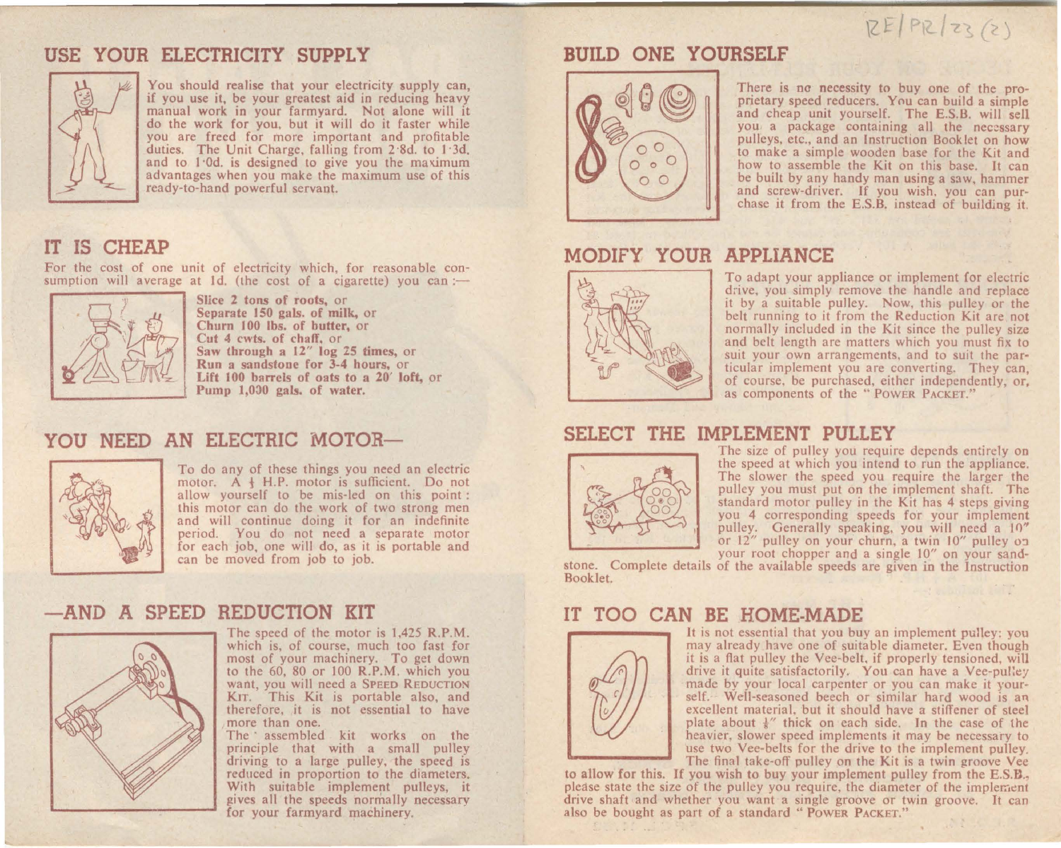RE/PR/23 (2)

## USE YOUR ELECTRICITY SUPPLY

You should realise that your electricity supply can, if you use it, be your greatest aid in reducing heavy manual work in your farmyard. Not alone will it do the work for you, but it will do it faster while you are freed for more important and profitable duties. The Unit Charge, falling from 2·8d. to 1·3d. and to 1·0d. is designed to give you the maximum advantages when you make the maximum use of this ready-to-hand powerful servant.

## IT IS CHEAP

For the cost of one unit of electricity which, for reasonable consumption will average at 1d. (the cost of a cigarette) you can :—

**Slice 2 tons of roots, or**
**Separate 150 gals. of milk, or**
**Churn 100 lbs. of butter, or**
**Cut 4 cwts. of chaff, or**
**Saw through a 12″ log 25 times, or**
**Run a sandstone for 3-4 hours, or**
**Lift 100 barrels of oats to a 20′ loft, or**
**Pump 1,000 gals. of water.**

## YOU NEED AN ELECTRIC MOTOR—

To do any of these things you need an electric motor. A ¼ H.P. motor is sufficient. Do not allow yourself to be mis-led on this point: this motor can do the work of two strong men and will continue doing it for an indefinite period. You do not need a separate motor for each job, one will do, as it is portable and can be moved from job to job.

## —AND A SPEED REDUCTION KIT

The speed of the motor is 1,425 R.P.M. which is, of course, much too fast for most of your machinery. To get down to the 60, 80 or 100 R.P.M. which you want, you will need a SPEED REDUCTION KIT. This Kit is portable also, and therefore, it is not essential to have more than one.

The assembled kit works on the principle that with a small pulley driving to a large pulley, the speed is reduced in proportion to the diameters. With suitable implement pulleys, it gives all the speeds normally necessary for your farmyard machinery.

## BUILD ONE YOURSELF

There is no necessity to buy one of the proprietary speed reducers. You can build a simple and cheap unit yourself. The E.S.B. will sell you a package containing all the necessary pulleys, etc., and an Instruction Booklet on how to make a simple wooden base for the Kit and how to assemble the Kit on this base. It can be built by any handy man using a saw, hammer and screw-driver. If you wish, you can purchase it from the E.S.B. instead of building it.

## MODIFY YOUR APPLIANCE

To adapt your appliance or implement for electric drive, you simply remove the handle and replace it by a suitable pulley. Now, this pulley or the belt running to it from the Reduction Kit are not normally included in the Kit since the pulley size and belt length are matters which you must fix to suit your own arrangements, and to suit the particular implement you are converting. They can, of course, be purchased, either independently, or, as components of the "POWER PACKET."

## SELECT THE IMPLEMENT PULLEY

The size of pulley you require depends entirely on the speed at which you intend to run the appliance. The slower the speed you require the larger the pulley you must put on the implement shaft. The standard motor pulley in the Kit has 4 steps giving you 4 corresponding speeds for your implement pulley. Generally speaking, you will need a 10″ or 12″ pulley on your churn, a twin 10″ pulley on your root chopper and a single 10″ on your sandstone. Complete details of the available speeds are given in the Instruction Booklet.

## IT TOO CAN BE HOME-MADE

It is not essential that you buy an implement pulley: you may already have one of suitable diameter. Even though it is a flat pulley the Vee-belt, if properly tensioned, will drive it quite satisfactorily. You can have a Vee-pulley made by your local carpenter or you can make it yourself. Well-seasoned beech or similar hard wood is an excellent material, but it should have a stiffener of steel plate about ⅛″ thick on each side. In the case of the heavier, slower speed implements it may be necessary to use two Vee-belts for the drive to the implement pulley. The final take-off pulley on the Kit is a twin groove Vee to allow for this. If you wish to buy your implement pulley from the E.S.B., please state the size of the pulley you require, the diameter of the implement drive shaft and whether you want a single groove or twin groove. It can also be bought as part of a standard "POWER PACKET."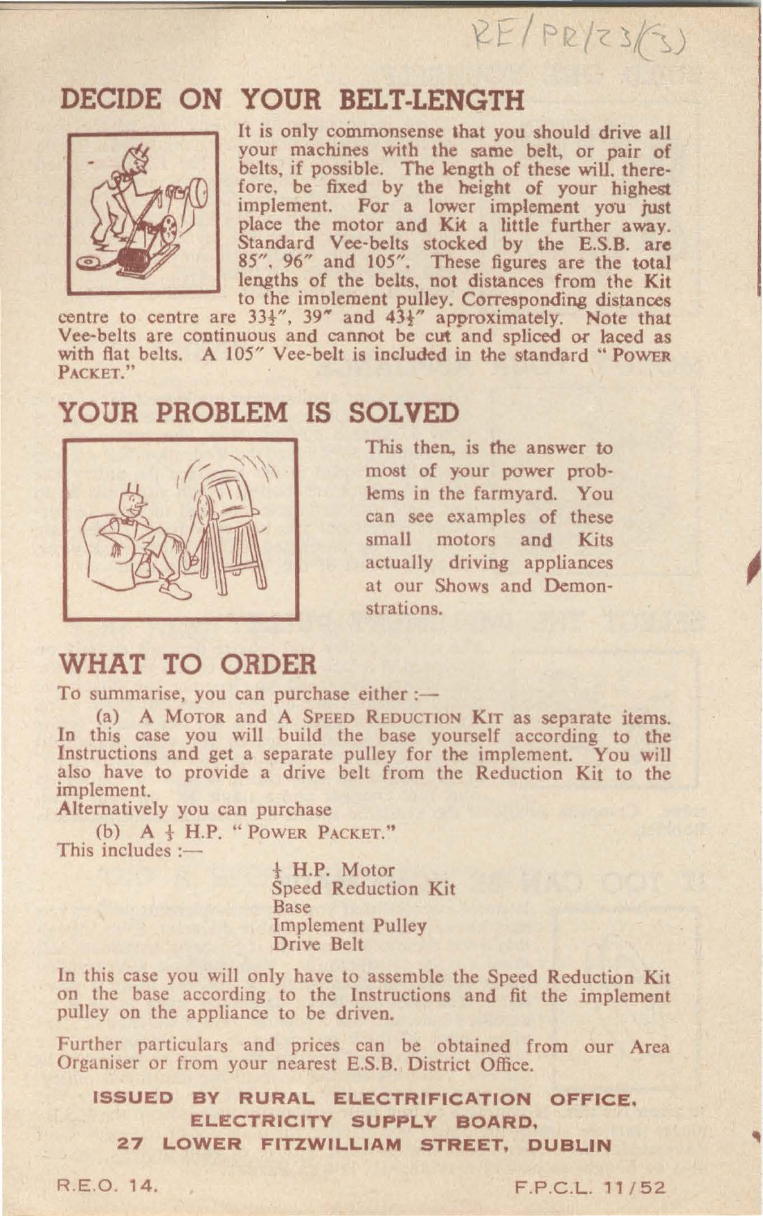RE/PR/23(3)

## DECIDE ON YOUR BELT-LENGTH

It is only commonsense that you should drive all your machines with the same belt, or pair of belts, if possible. The length of these will, therefore, be fixed by the height of your highest implement. For a lower implement you just place the motor and Kit a little further away. Standard Vee-belts stocked by the E.S.B. are 85", 96" and 105". These figures are the total lengths of the belts, not distances from the Kit to the implement pulley. Corresponding distances centre to centre are 33½", 39" and 43½" approximately. Note that Vee-belts are continuous and cannot be cut and spliced or laced as with flat belts. A 105" Vee-belt is included in the standard "Power Packet."

## YOUR PROBLEM IS SOLVED

This then, is the answer to most of your power problems in the farmyard. You can see examples of these small motors and Kits actually driving appliances at our Shows and Demonstrations.

## WHAT TO ORDER

To summarise, you can purchase either :—

(a) A Motor and A Speed Reduction Kit as separate items. In this case you will build the base yourself according to the Instructions and get a separate pulley for the implement. You will also have to provide a drive belt from the Reduction Kit to the implement.

Alternatively you can purchase

(b) A ¼ H.P. "Power Packet."

This includes :—

- ¼ H.P. Motor
- Speed Reduction Kit
- Base
- Implement Pulley
- Drive Belt

In this case you will only have to assemble the Speed Reduction Kit on the base according to the Instructions and fit the implement pulley on the appliance to be driven.

Further particulars and prices can be obtained from our Area Organiser or from your nearest E.S.B. District Office.

**ISSUED BY RURAL ELECTRIFICATION OFFICE, ELECTRICITY SUPPLY BOARD, 27 LOWER FITZWILLIAM STREET, DUBLIN**

R.E.O. 14. F.P.C.L. 11/52